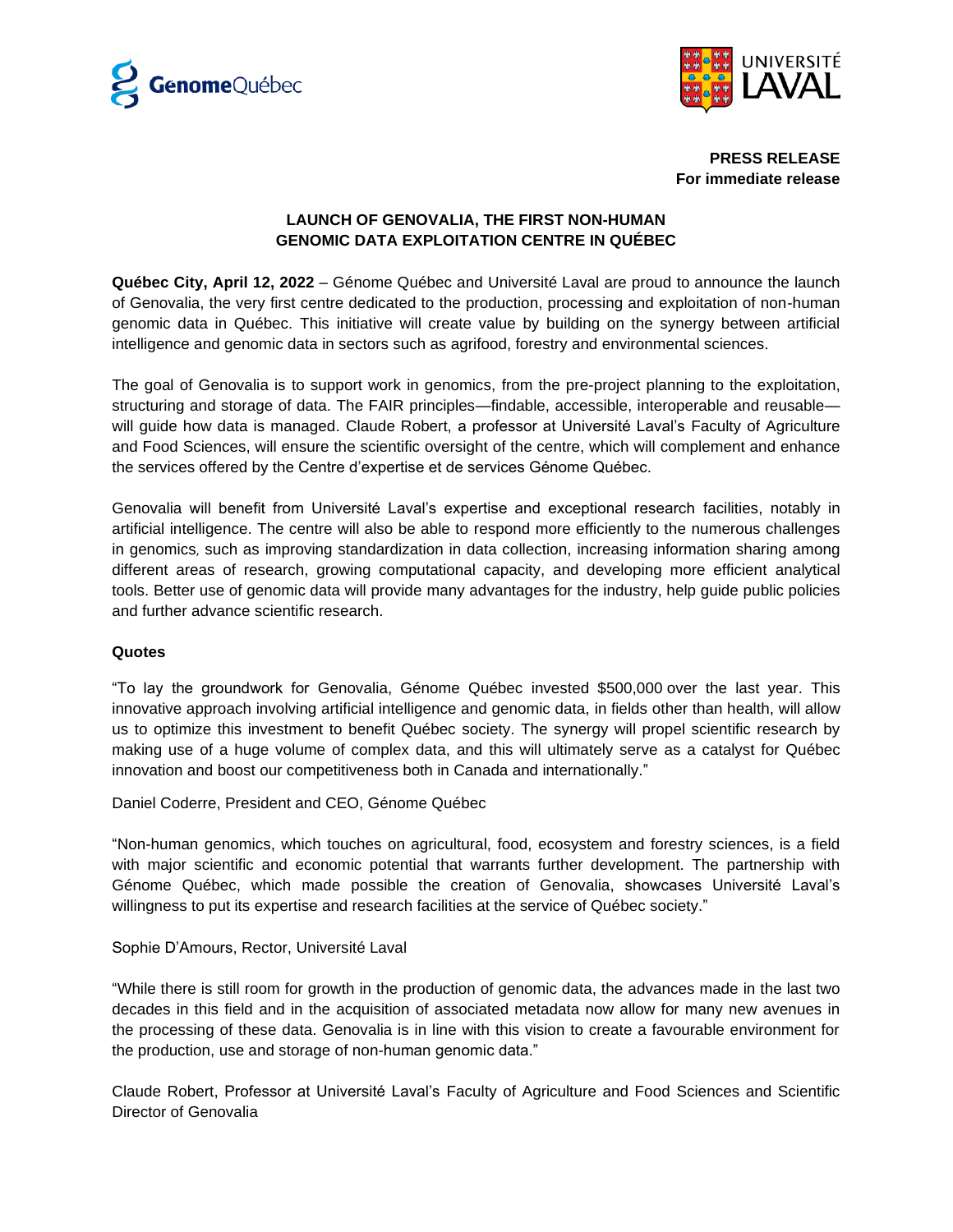**PRESS RELEASE**
**For immediate release**

# LAUNCH OF GENOVALIA, THE FIRST NON-HUMAN GENOMIC DATA EXPLOITATION CENTRE IN QUÉBEC

**Québec City, April 12, 2022** – Génome Québec and Université Laval are proud to announce the launch of Genovalia, the very first centre dedicated to the production, processing and exploitation of non-human genomic data in Québec. This initiative will create value by building on the synergy between artificial intelligence and genomic data in sectors such as agrifood, forestry and environmental sciences.

The goal of Genovalia is to support work in genomics, from the pre-project planning to the exploitation, structuring and storage of data. The FAIR principles—findable, accessible, interoperable and reusable—will guide how data is managed. Claude Robert, a professor at Université Laval's Faculty of Agriculture and Food Sciences, will ensure the scientific oversight of the centre, which will complement and enhance the services offered by the Centre d'expertise et de services Génome Québec.

Genovalia will benefit from Université Laval's expertise and exceptional research facilities, notably in artificial intelligence. The centre will also be able to respond more efficiently to the numerous challenges in genomics, such as improving standardization in data collection, increasing information sharing among different areas of research, growing computational capacity, and developing more efficient analytical tools. Better use of genomic data will provide many advantages for the industry, help guide public policies and further advance scientific research.

## Quotes

"To lay the groundwork for Genovalia, Génome Québec invested $500,000 over the last year. This innovative approach involving artificial intelligence and genomic data, in fields other than health, will allow us to optimize this investment to benefit Québec society. The synergy will propel scientific research by making use of a huge volume of complex data, and this will ultimately serve as a catalyst for Québec innovation and boost our competitiveness both in Canada and internationally."

Daniel Coderre, President and CEO, Génome Québec

"Non-human genomics, which touches on agricultural, food, ecosystem and forestry sciences, is a field with major scientific and economic potential that warrants further development. The partnership with Génome Québec, which made possible the creation of Genovalia, showcases Université Laval's willingness to put its expertise and research facilities at the service of Québec society."

Sophie D'Amours, Rector, Université Laval

"While there is still room for growth in the production of genomic data, the advances made in the last two decades in this field and in the acquisition of associated metadata now allow for many new avenues in the processing of these data. Genovalia is in line with this vision to create a favourable environment for the production, use and storage of non-human genomic data."

Claude Robert, Professor at Université Laval's Faculty of Agriculture and Food Sciences and Scientific Director of Genovalia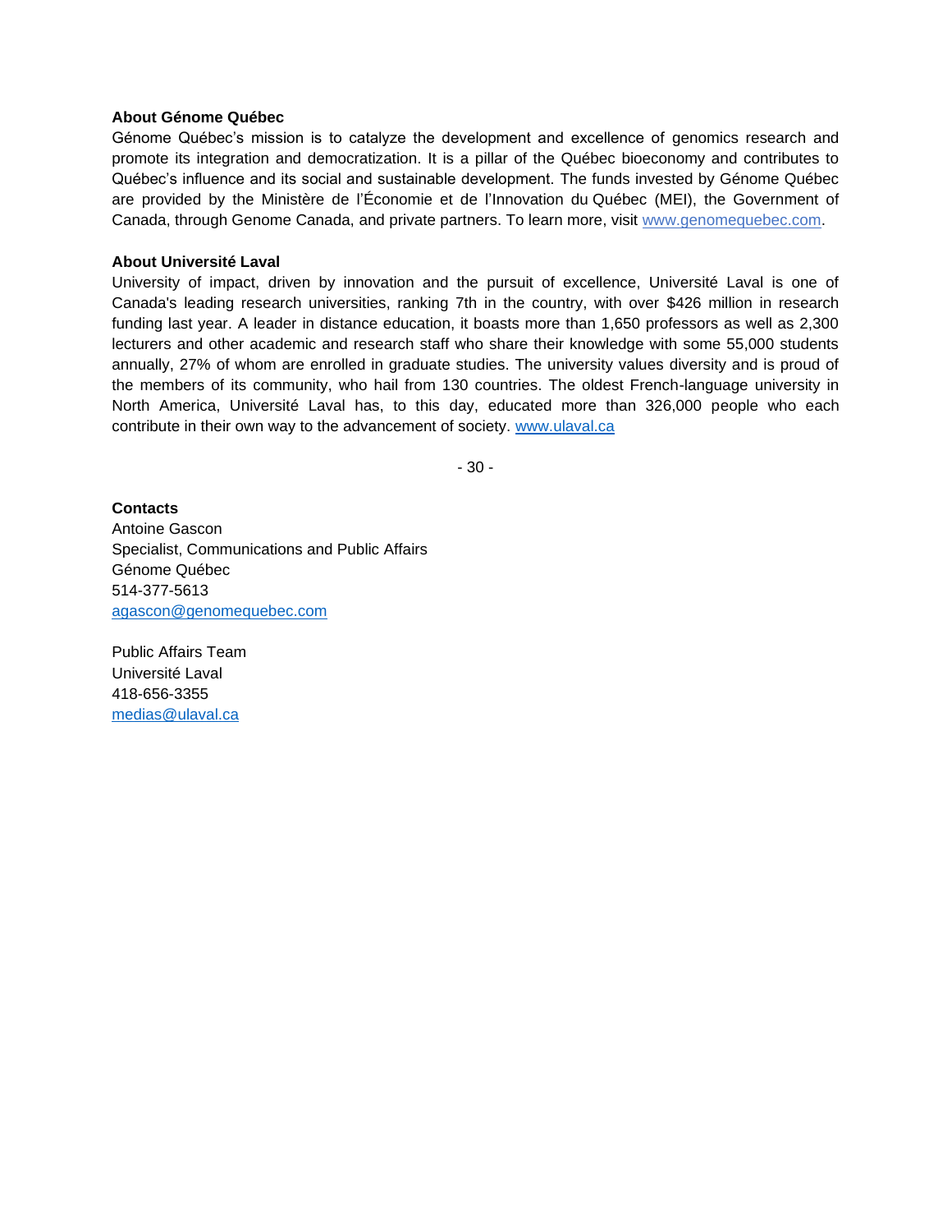**About Génome Québec**

Génome Québec's mission is to catalyze the development and excellence of genomics research and promote its integration and democratization. It is a pillar of the Québec bioeconomy and contributes to Québec's influence and its social and sustainable development. The funds invested by Génome Québec are provided by the Ministère de l'Économie et de l'Innovation du Québec (MEI), the Government of Canada, through Genome Canada, and private partners. To learn more, visit www.genomequebec.com.

**About Université Laval**

University of impact, driven by innovation and the pursuit of excellence, Université Laval is one of Canada's leading research universities, ranking 7th in the country, with over $426 million in research funding last year. A leader in distance education, it boasts more than 1,650 professors as well as 2,300 lecturers and other academic and research staff who share their knowledge with some 55,000 students annually, 27% of whom are enrolled in graduate studies. The university values diversity and is proud of the members of its community, who hail from 130 countries. The oldest French-language university in North America, Université Laval has, to this day, educated more than 326,000 people who each contribute in their own way to the advancement of society. www.ulaval.ca

- 30 -

**Contacts**

Antoine Gascon
Specialist, Communications and Public Affairs
Génome Québec
514-377-5613
agascon@genomequebec.com

Public Affairs Team
Université Laval
418-656-3355
medias@ulaval.ca